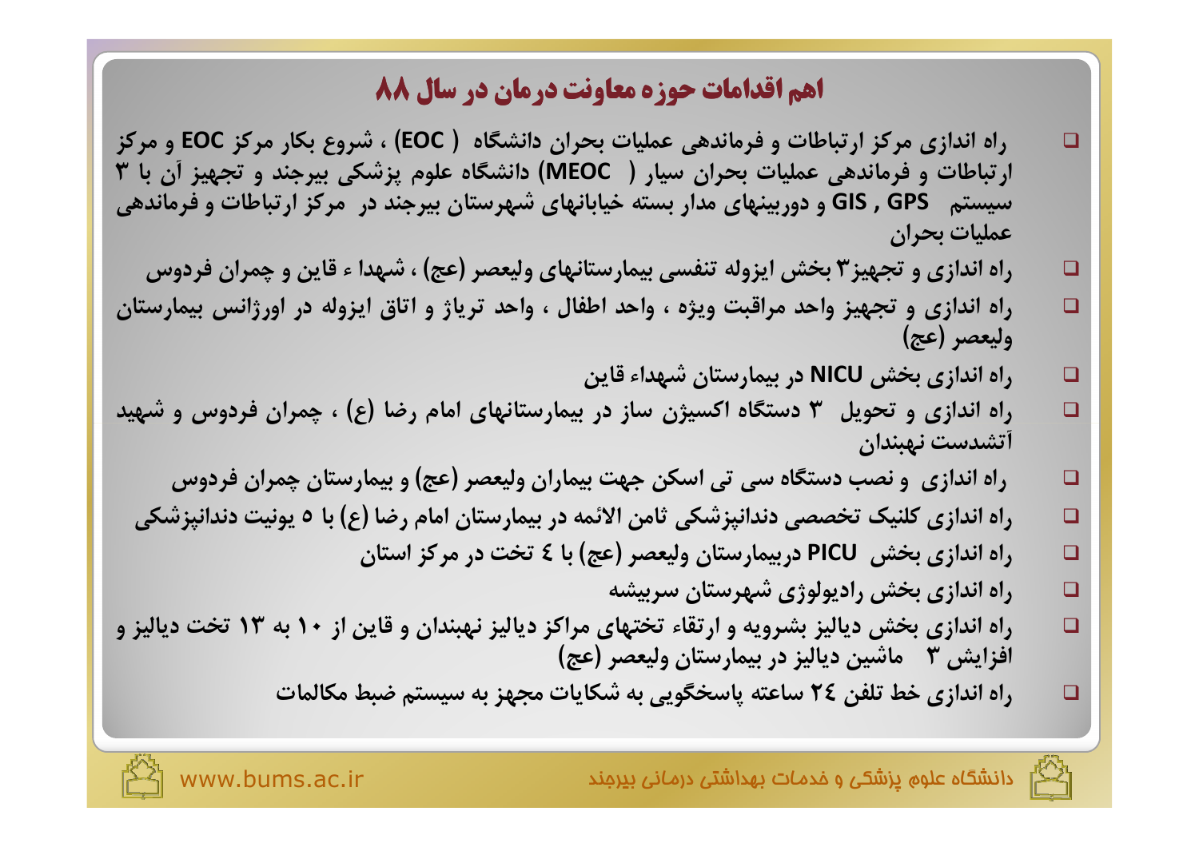# اهم اقدامات حوزه معاونت درمان در سال ۸۸

- راه اندازی مرکز ارتباطات و فرماندهی عملیات بحران دانشگاه ( EOC) ، شروع بکار مرکز EOC و مرکز ارتباطات و فرماندهی عملیات بحران سیار ( MEOC) دانشگاه علوم پزشکی بیرجند و تجهیز آن با ۳ سیستم GPS , GIS و دوربینهای مدار بسته خیابانهای شهرستان بیرجند در مرکز ارتباطات و فرماندهی عملیات بحران
- راه اندازی و تجهیز۳ بخش ایزوله تنفسی بیمارستانهای ولیعصر (عج) ، شهدا ء قاین و چمران فردوس
- راه اندازی و تجهیز واحد مراقبت ویژه ، واحد اطفال ، واحد تریاژ و اتاق ایزوله در اورژانس بیمارستان ولیعصر (عج)
- راه اندازی بخش NICU در بیمارستان شهداء قاین
- راه اندازی و تحویل ۳ دستگاه اکسیژن ساز در بیمارستانهای امام رضا (ع) ، چمران فردوس و شهید آتشدست نهبندان
- راه اندازی و نصب دستگاه سی تی اسکن جهت بیماران ولیعصر (عج) و بیمارستان چمران فردوس
- راه اندازی کلنیک تخصصی دندانپزشکی ثامن الائمه در بیمارستان امام رضا (ع) با ۵ یونیت دندانپزشکی
- راه اندازی بخش PICU دربیمارستان ولیعصر (عج) با ٤ تخت در مرکز استان
- راه اندازی بخش رادیولوژی شهرستان سربیشه
- راه اندازی بخش دیالیز بشرویه و ارتقاء تختهای مراکز دیالیز نهبندان و قاین از ۱۰ به ۱۳ تخت دیالیز و افزایش ۳ ماشین دیالیز در بیمارستان ولیعصر (عج)
- راه اندازی خط تلفن ٢٤ ساعته پاسخگویی به شکایات مجهز به سیستم ضبط مکالمات

دانشگاه علوم پزشکی و خدمات بهداشتی درمانی بیرجند

www.bums.ac.ir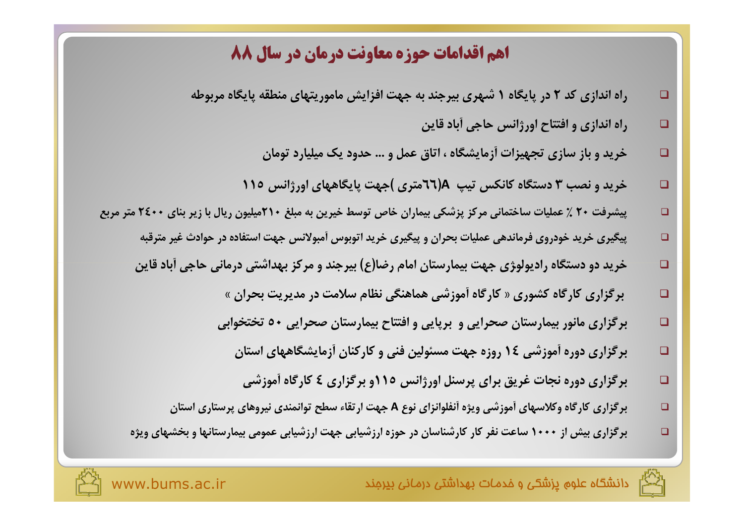# اهم اقدامات حوزه معاونت درمان در سال ۸۸

- راه اندازی کد ۲ در پایگاه ۱ شهری بیرجند به جهت افزایش ماموریتهای منطقه پایگاه مربوطه
- راه اندازی و افتتاح اورژانس حاجی آباد قاین
- خرید و باز سازی تجهیزات آزمایشگاه ، اتاق عمل و ... حدود یک میلیارد تومان
- خرید و نصب ۳ دستگاه کانکس تیپ A(٦٦متری )جهت پایگاههای اورژانس ۱۱۵
- پیشرفت ۲۰ ٪ عملیات ساختمانی مرکز پزشکی بیماران خاص توسط خیرین به مبلغ ۲۱۰میلیون ریال با زیر بنای ۲٤۰۰ متر مربع
- پیگیری خرید خودروی فرماندهی عملیات بحران و پیگیری خرید اتوبوس آمبولانس جهت استفاده در حوادث غیر مترقبه
- خرید دو دستگاه رادیولوژی جهت بیمارستان امام رضا(ع) بیرجند و مرکز بهداشتی درمانی حاجی آباد قاین
- برگزاری کارگاه کشوری « کارگاه آموزشی هماهنگی نظام سلامت در مدیریت بحران »
- برگزاری مانور بیمارستان صحرایی و برپایی و افتتاح بیمارستان صحرایی ۵۰ تختخوابی
- برگزاری دوره آموزشی ١٤ روزه جهت مسئولین فنی و کارکنان آزمایشگاههای استان
- برگزاری دوره نجات غریق برای پرسنل اورژانس ۱۱۵و برگزاری ٤ کارگاه آموزشی
- برگزاری کارگاه وکلاسهای آموزشی ویژه آنفلوانزای نوع A جهت ارتقاء سطح توانمندی نیروهای پرستاری استان
- برگزاری بیش از ۱۰۰۰ ساعت نفر کار کارشناسان در حوزه ارزشیابی جهت ارزشیابی عمومی بیمارستانها و بخشهای ویژه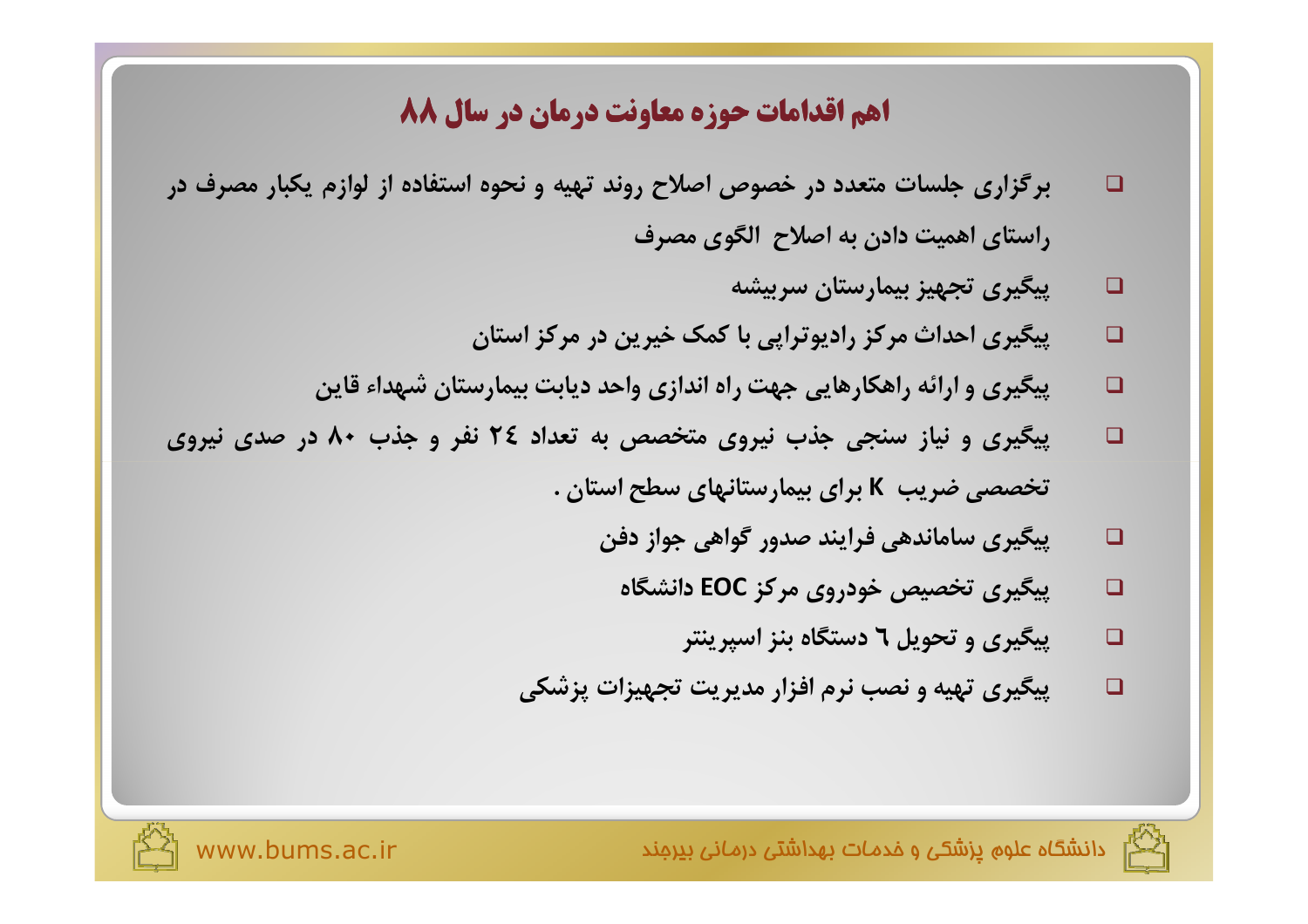## اهم اقدامات حوزه معاونت درمان در سال ۸۸

- برگزاری جلسات متعدد در خصوص اصلاح روند تهیه و نحوه استفاده از لوازم یکبار مصرف در راستای اهمیت دادن به اصلاح الگوی مصرف
- پیگیری تجهیز بیمارستان سربیشه
- پیگیری احداث مرکز رادیوتراپی با کمک خیرین در مرکز استان
- پیگیری و ارائه راهکارهایی جهت راه اندازی واحد دیابت بیمارستان شهداء قاین
- پیگیری و نیاز سنجی جذب نیروی متخصص به تعداد ۲۴ نفر و جذب ۸۰ در صدی نیروی تخصصی ضریب K برای بیمارستانهای سطح استان .
- پیگیری ساماندهی فرایند صدور گواهی جواز دفن
- پیگیری تخصیص خودروی مرکز EOC دانشگاه
- پیگیری و تحویل ٦ دستگاه بنز اسپرینتر
- پیگیری تهیه و نصب نرم افزار مدیریت تجهیزات پزشکی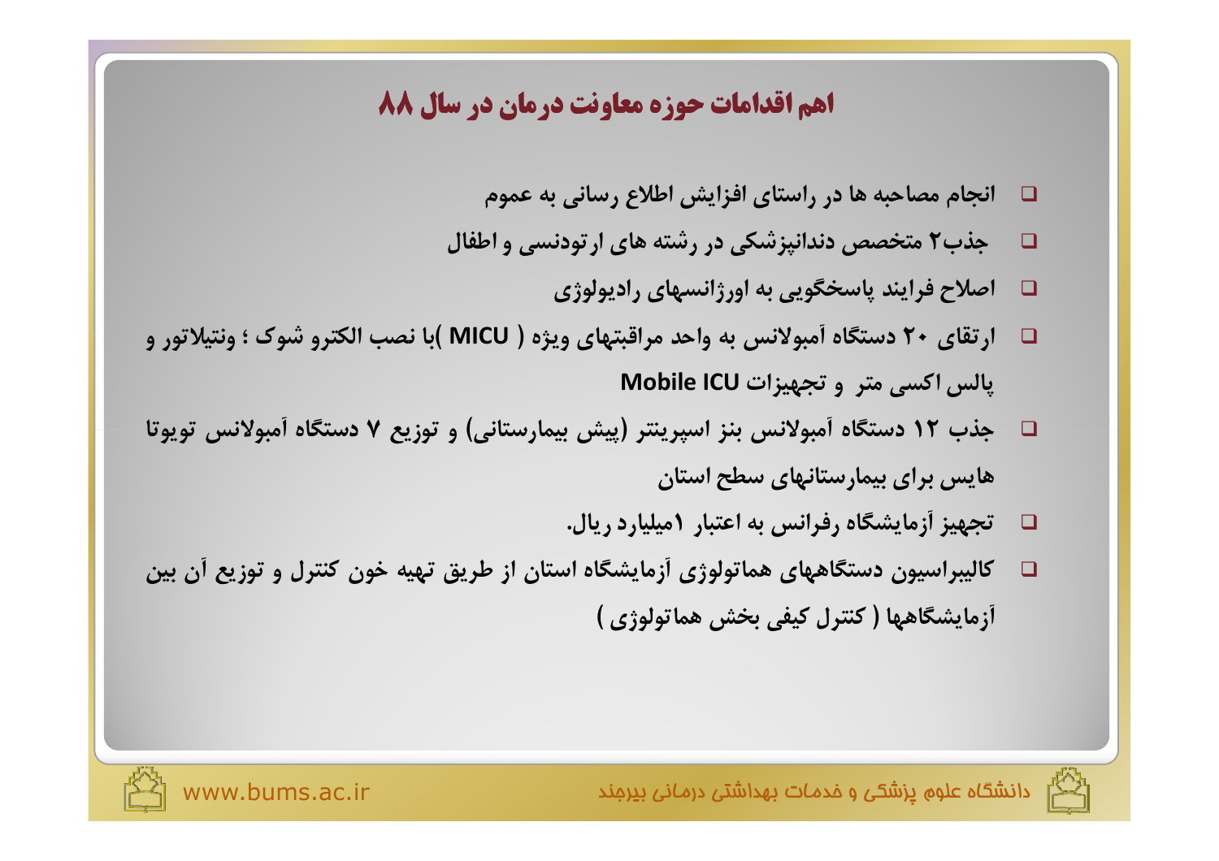# اهم اقدامات حوزه معاونت درمان در سال ۸۸

- انجام مصاحبه ها در راستای افزایش اطلاع رسانی به عموم
- جذب۲ متخصص دندانپزشکی در رشته های ارتودنسی و اطفال
- اصلاح فرایند پاسخگویی به اورژانسهای رادیولوژی
- ارتقای ۲۰ دستگاه آمبولانس به واحد مراقبتهای ویژه ( MICU )با نصب الکترو شوک ؛ ونتیلاتور و پالس اکسی متر و تجهیزات Mobile ICU
- جذب ۱۲ دستگاه آمبولانس بنز اسپرینتر (پیش بیمارستانی) و توزیع ۷ دستگاه آمبولانس تویوتا هایس برای بیمارستانهای سطح استان
- تجهیز آزمایشگاه رفرانس به اعتبار ۱میلیارد ریال.
- کالیبراسیون دستگاههای هماتولوژی آزمایشگاه استان از طریق تهیه خون کنترل و توزیع آن بین آزمایشگاهها ( کنترل کیفی بخش هماتولوژی )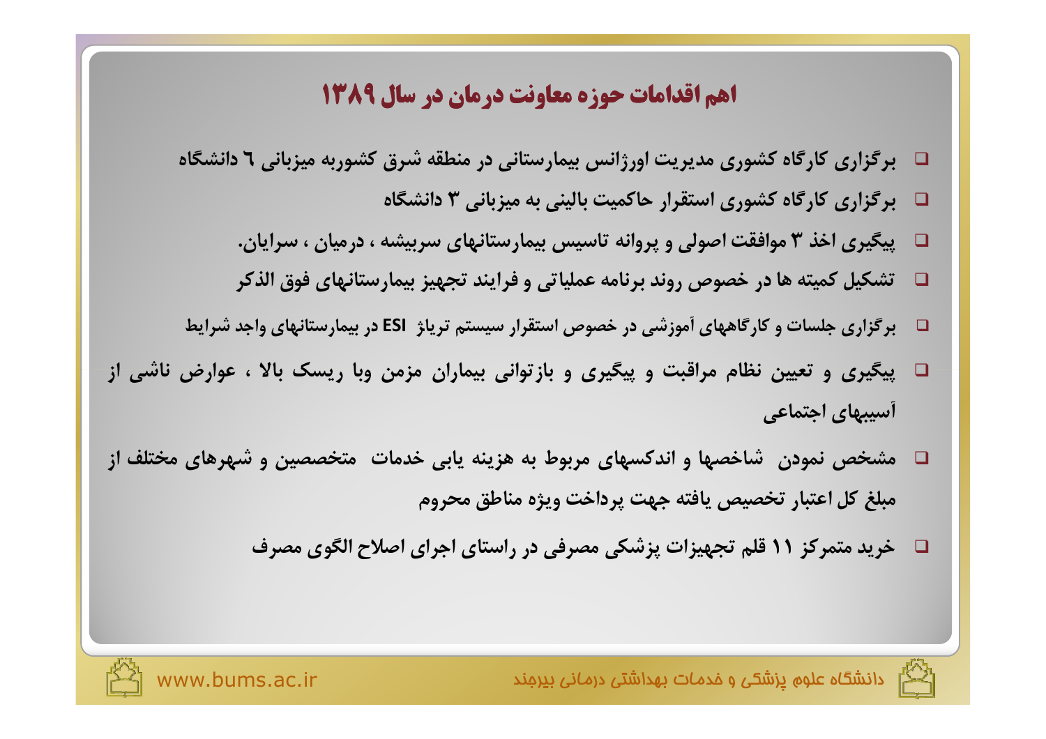# اهم اقدامات حوزه معاونت درمان در سال ۱۳۸۹

- برگزاری کارگاه کشوری مدیریت اورژانس بیمارستانی در منطقه شرق کشوربه میزبانی ٦ دانشگاه
- برگزاری کارگاه کشوری استقرار حاکمیت بالینی به میزبانی ۳ دانشگاه
- پیگیری اخذ ۳ موافقت اصولی و پروانه تاسیس بیمارستانهای سربیشه ، درمیان ، سرایان.
- تشکیل کمیته ها در خصوص روند برنامه عملیاتی و فرایند تجهیز بیمارستانهای فوق الذکر
- برگزاری جلسات و کارگاههای آموزشی در خصوص استقرار سیستم تریاژ ESI در بیمارستانهای واجد شرایط
- پیگیری و تعیین نظام مراقبت و پیگیری و بازتوانی بیماران مزمن وبا ریسک بالا ، عوارض ناشی از آسیبهای اجتماعی
- مشخص نمودن شاخصها و اندکسهای مربوط به هزینه یابی خدمات متخصصین و شهرهای مختلف از مبلغ کل اعتبار تخصیص یافته جهت پرداخت ویژه مناطق محروم
- خرید متمرکز ۱۱ قلم تجهیزات پزشکی مصرفی در راستای اجرای اصلاح الگوی مصرف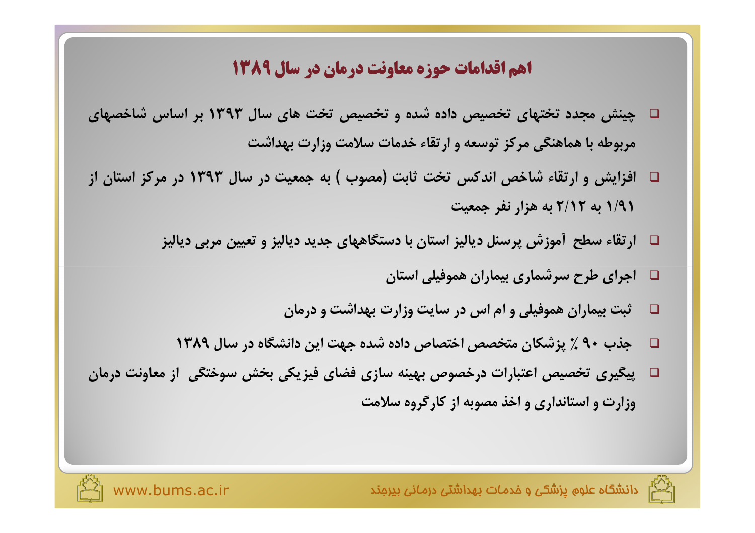## اهم اقدامات حوزه معاونت درمان در سال ۱۳۸۹

- چینش مجدد تختهای تخصیص داده شده و تخصیص تخت های سال ۱۳۹۳ بر اساس شاخصهای مربوطه با هماهنگی مرکز توسعه و ارتقاء خدمات سلامت وزارت بهداشت
- افزایش و ارتقاء شاخص اندکس تخت ثابت (مصوب ) به جمعیت در سال ۱۳۹۳ در مرکز استان از ۱/۹۱ به ۲/۱۲ به هزار نفر جمعیت
- ارتقاء سطح آموزش پرسنل دیالیز استان با دستگاههای جدید دیالیز و تعیین مربی دیالیز
- اجرای طرح سرشماری بیماران هموفیلی استان
- ثبت بیماران هموفیلی و ام اس در سایت وزارت بهداشت و درمان
- جذب ۹۰ ٪ پزشکان متخصص اختصاص داده شده جهت این دانشگاه در سال ۱۳۸۹
- پیگیری تخصیص اعتبارات درخصوص بهینه سازی فضای فیزیکی بخش سوختگی از معاونت درمان وزارت و استانداری و اخذ مصوبه از کارگروه سلامت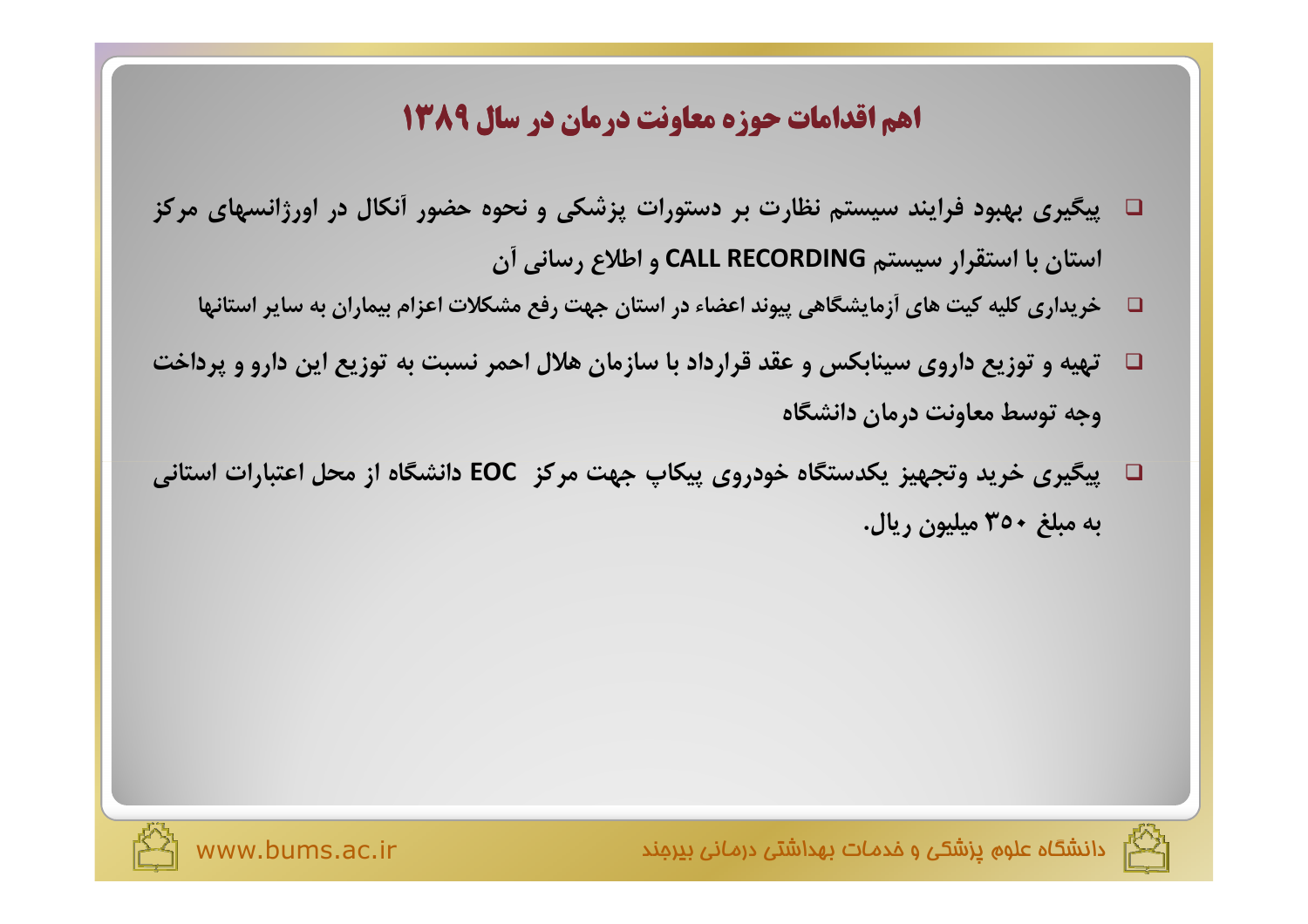## اهم اقدامات حوزه معاونت درمان در سال ۱۳۸۹

- پیگیری بهبود فرایند سیستم نظارت بر دستورات پزشکی و نحوه حضور آنکال در اورژانسهای مرکز استان با استقرار سیستم CALL RECORDING و اطلاع رسانی آن
- خریداری کلیه کیت های آزمایشگاهی پیوند اعضاء در استان جهت رفع مشکلات اعزام بیماران به سایر استانها
- تهیه و توزیع داروی سینابکس و عقد قرارداد با سازمان هلال احمر نسبت به توزیع این دارو و پرداخت وجه توسط معاونت درمان دانشگاه
- پیگیری خرید وتجهیز یکدستگاه خودروی پیکاپ جهت مرکز EOC دانشگاه از محل اعتبارات استانی به مبلغ ۳۵۰ میلیون ریال.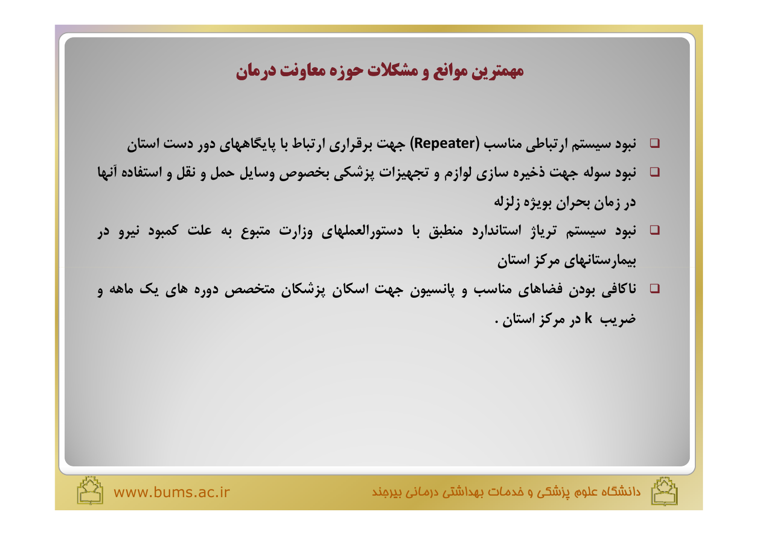## مهمترین موانع و مشکلات حوزه معاونت درمان

- نبود سیستم ارتباطی مناسب (Repeater) جهت برقراری ارتباط با پایگاههای دور دست استان
- نبود سوله جهت ذخیره سازی لوازم و تجهیزات پزشکی بخصوص وسایل حمل و نقل و استفاده آنها در زمان بحران بویژه زلزله
- نبود سیستم تریاژ استاندارد منطبق با دستورالعملهای وزارت متبوع به علت کمبود نیرو در بیمارستانهای مرکز استان
- ناکافی بودن فضاهای مناسب و پانسیون جهت اسکان پزشکان متخصص دوره های یک ماهه و ضریب k در مرکز استان .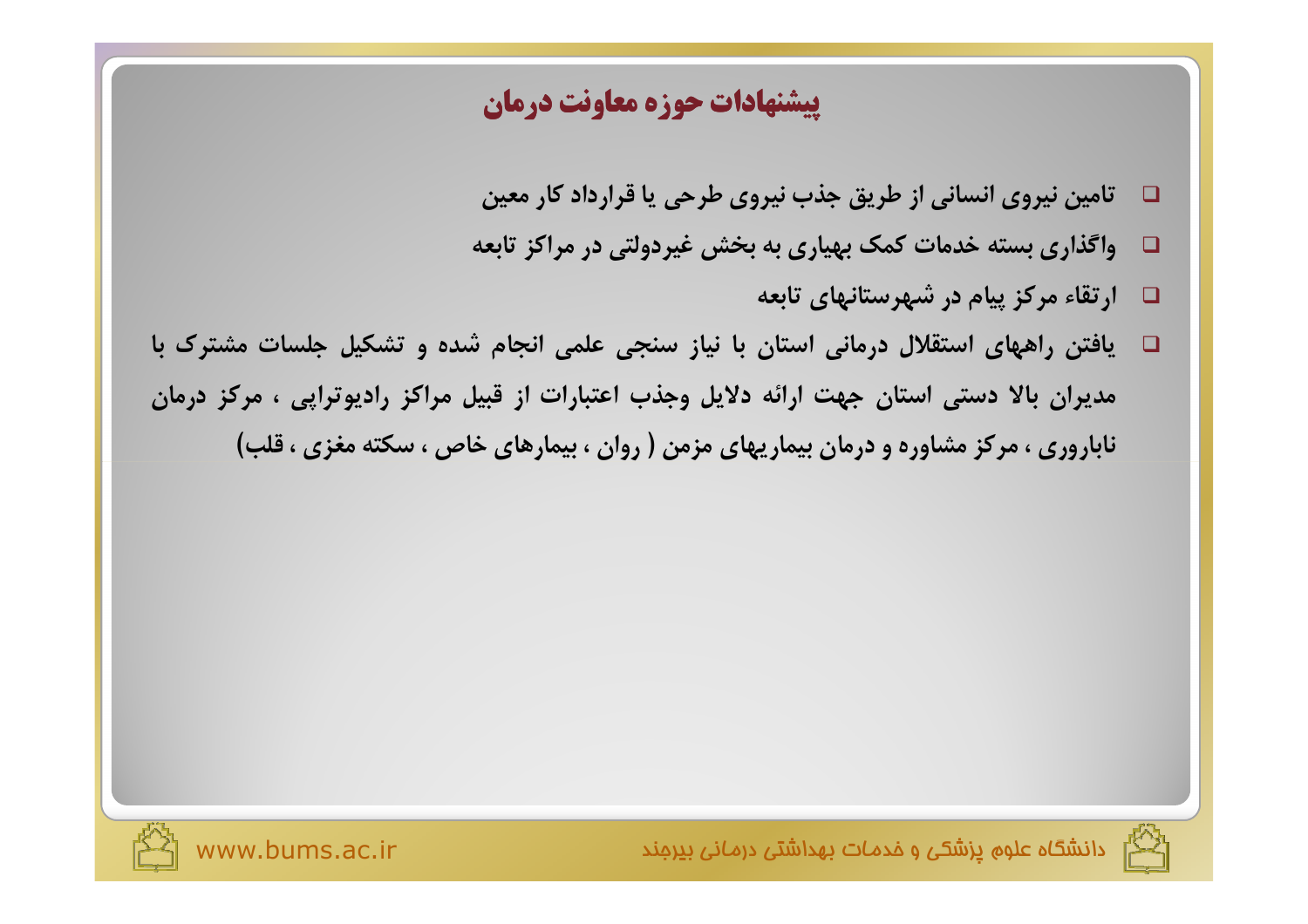## پیشنهادات حوزه معاونت درمان

- تامین نیروی انسانی از طریق جذب نیروی طرحی یا قرارداد کار معین
- واگذاری بسته خدمات کمک بهیاری به بخش غیردولتی در مراکز تابعه
- ارتقاء مرکز پیام در شهرستانهای تابعه
- یافتن راههای استقلال درمانی استان با نیاز سنجی علمی انجام شده و تشکیل جلسات مشترک با مدیران بالا دستی استان جهت ارائه دلایل وجذب اعتبارات از قبیل مراکز رادیوتراپی ، مرکز درمان ناباروری ، مرکز مشاوره و درمان بیماریهای مزمن ( روان ، بیمارهای خاص ، سکته مغزی ، قلب)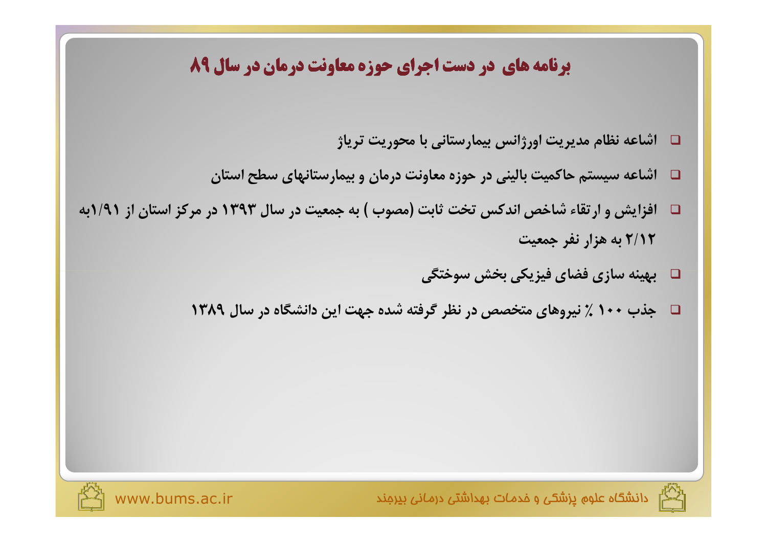# برنامه های در دست اجرای حوزه معاونت درمان در سال ۸۹

- اشاعه نظام مدیریت اورژانس بیمارستانی با محوریت تریاژ
- اشاعه سیستم حاکمیت بالینی در حوزه معاونت درمان و بیمارستانهای سطح استان
- افزایش و ارتقاء شاخص اندکس تخت ثابت (مصوب ) به جمعیت در سال ۱۳۹۳ در مرکز استان از ۱/۹۱به ۲/۱۲ به هزار نفر جمعیت
- بهینه سازی فضای فیزیکی بخش سوختگی
- جذب ۱۰۰ ٪ نیروهای متخصص در نظر گرفته شده جهت این دانشگاه در سال ۱۳۸۹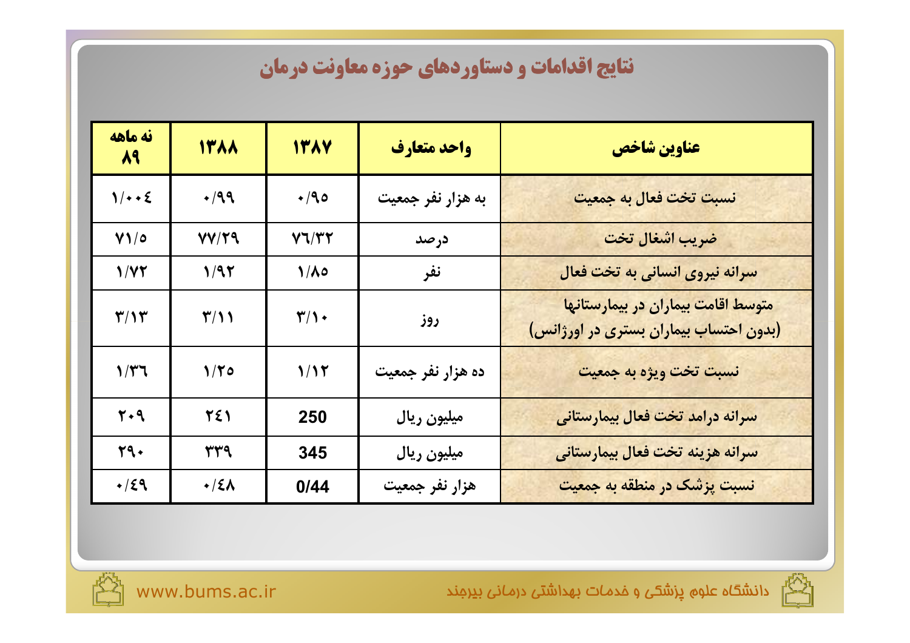# نتایج اقدامات و دستاوردهای حوزه معاونت درمان

| عناوین شاخص | واحد متعارف | ۱۳۸۷ | ۱۳۸۸ | نه ماهه ۸۹ |
| --- | --- | --- | --- | --- |
| نسبت تخت فعال به جمعیت | به هزار نفر جمعیت | ۰/۹۵ | ۰/۹۹ | ۱/۰۰٤ |
| ضریب اشغال تخت | درصد | ۷٦/۳۲ | ۷۷/۲۹ | ۷۱/۵ |
| سرانه نیروی انسانی به تخت فعال | نفر | ۱/۸۵ | ۱/۹۲ | ۱/۷۲ |
| متوسط اقامت بیماران در بیمارستانها (بدون احتساب بیماران بستری در اورژانس) | روز | ۳/۱۰ | ۳/۱۱ | ۳/۱۳ |
| نسبت تخت ویژه به جمعیت | ده هزار نفر جمعیت | ۱/۱۲ | ۱/۲۵ | ۱/۳٦ |
| سرانه درامد تخت فعال بیمارستانی | میلیون ریال | 250 | ۲٤۱ | ۲۰۹ |
| سرانه هزینه تخت فعال بیمارستانی | میلیون ریال | 345 | ۳۳۹ | ۲۹۰ |
| نسبت پزشک در منطقه به جمعیت | هزار نفر جمعیت | 0/44 | ۰/٤۸ | ۰/٤۹ |

دانشگاه علوم پزشکی و خدمات بهداشتی درمانی بیرجند

www.bums.ac.ir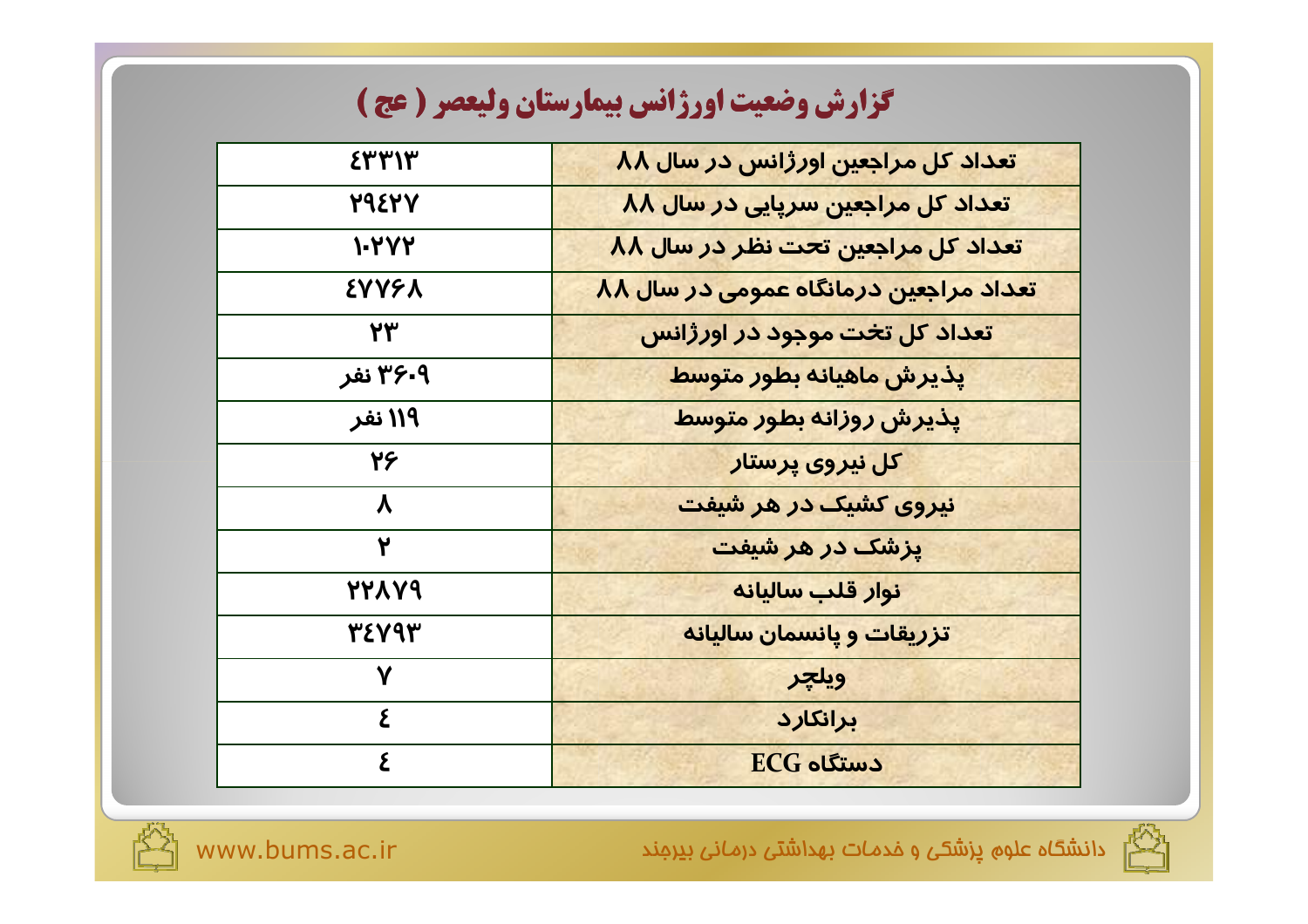# گزارش وضعیت اورژانس بیمارستان ولیعصر ( عج )

| | |
|---|---|
| تعداد کل مراجعین اورژانس در سال ۸۸ | ٤۳۳۱۳ |
| تعداد کل مراجعین سرپایی در سال ۸۸ | ۲۹٤۲۷ |
| تعداد کل مراجعین تحت نظر در سال ۸۸ | ۱۰۲۷۲ |
| تعداد مراجعین درمانگاه عمومی در سال ۸۸ | ٤۷۷۶۸ |
| تعداد کل تخت موجود در اورژانس | ۲۳ |
| پذیرش ماهیانه بطور متوسط | ۳۶۰۹ نفر |
| پذیرش روزانه بطور متوسط | ۱۱۹ نفر |
| کل نیروی پرستار | ۲۶ |
| نیروی کشیک در هر شیفت | ۸ |
| پزشک در هر شیفت | ۲ |
| نوار قلب سالیانه | ۲۲۸۷۹ |
| تزریقات و پانسمان سالیانه | ۳٤۷۹۳ |
| ویلچر | ۷ |
| برانکارد | ٤ |
| دستگاه ECG | ٤ |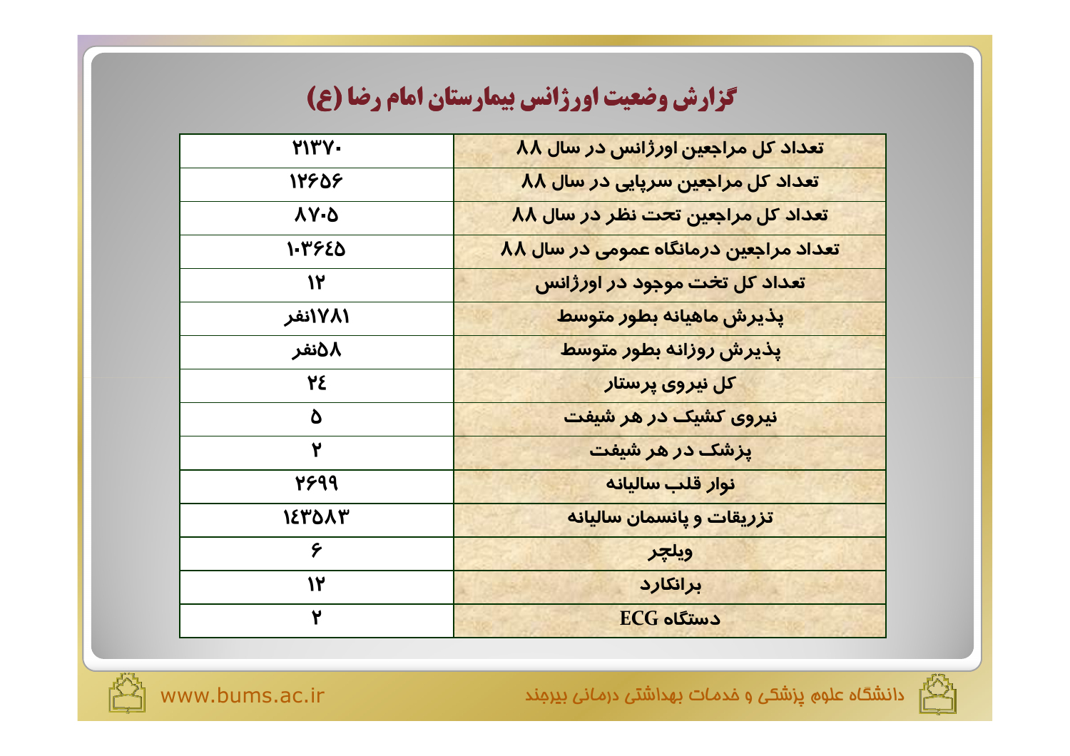# گزارش وضعیت اورژانس بیمارستان امام رضا (ع)

| | |
|---|---|
| تعداد کل مراجعین اورژانس در سال ۸۸ | ۲۱۳۷۰ |
| تعداد کل مراجعین سرپایی در سال ۸۸ | ۱۲۶۵۶ |
| تعداد کل مراجعین تحت نظر در سال ۸۸ | ۸۷۰۵ |
| تعداد مراجعین درمانگاه عمومی در سال ۸۸ | ۱۰۳۶۴۵ |
| تعداد کل تخت موجود در اورژانس | ۱۲ |
| پذیرش ماهیانه بطور متوسط | ۱۷۸۱نفر |
| پذیرش روزانه بطور متوسط | ۵۸نفر |
| کل نیروی پرستار | ۲۴ |
| نیروی کشیک در هر شیفت | ۵ |
| پزشک در هر شیفت | ۲ |
| نوار قلب سالیانه | ۲۶۹۹ |
| تزریقات و پانسمان سالیانه | ۱۴۳۵۸۳ |
| ویلچر | ۶ |
| برانکارد | ۱۲ |
| دستگاه ECG | ۲ |

دانشگاه علوم پزشکی و خدمات بهداشتی درمانی بیرجند

www.bums.ac.ir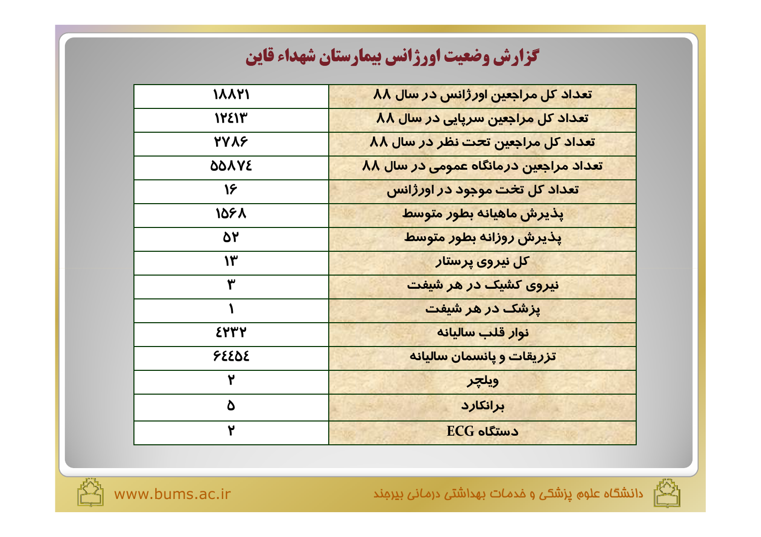# گزارش وضعیت اورژانس بیمارستان شهداء قاین

| | |
|---|---|
| تعداد کل مراجعین اورژانس در سال ۸۸ | ۱۸۸۲۱ |
| تعداد کل مراجعین سرپایی در سال ۸۸ | ۱۲٤۱۳ |
| تعداد کل مراجعین تحت نظر در سال ۸۸ | ۲۷۸۶ |
| تعداد مراجعین درمانگاه عمومی در سال ۸۸ | ۵۵۸۷٤ |
| تعداد کل تخت موجود در اورژانس | ۱۶ |
| پذیرش ماهیانه بطور متوسط | ۱۵۶۸ |
| پذیرش روزانه بطور متوسط | ۵۲ |
| کل نیروی پرستار | ۱۳ |
| نیروی کشیک در هر شیفت | ۳ |
| پزشک در هر شیفت | ۱ |
| نوار قلب سالیانه | ٤۲۳۲ |
| تزریقات و پانسمان سالیانه | ۶٤٤۵٤ |
| ویلچر | ۲ |
| برانکارد | ۵ |
| دستگاه ECG | ۲ |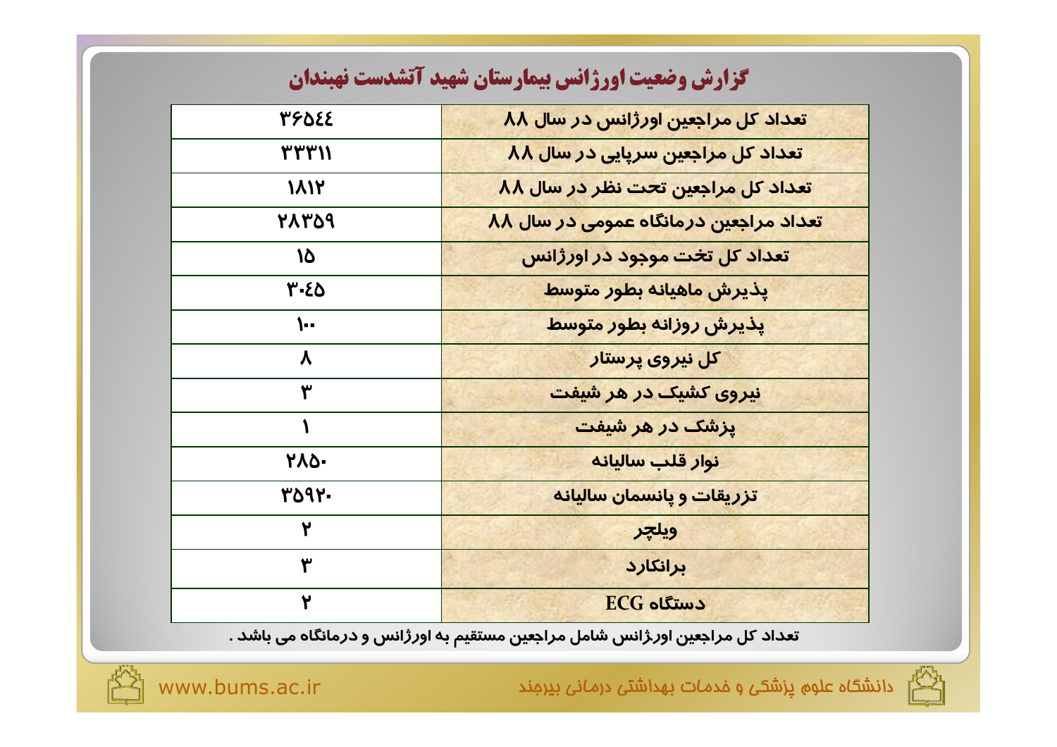## گزارش وضعیت اورژانس بیمارستان شهید آتشدست نهبندان

| | |
|---|---|
| تعداد کل مراجعین اورژانس در سال ۸۸ | ۳۶۵٤٤ |
| تعداد کل مراجعین سرپایی در سال ۸۸ | ۳۳۳۱۱ |
| تعداد کل مراجعین تحت نظر در سال ۸۸ | ۱۸۱۲ |
| تعداد مراجعین درمانگاه عمومی در سال ۸۸ | ۲۸۳۵۹ |
| تعداد کل تخت موجود در اورژانس | ۱۵ |
| پذیرش ماهیانه بطور متوسط | ۳۰٤۵ |
| پذیرش روزانه بطور متوسط | ۱۰۰ |
| کل نیروی پرستار | ۸ |
| نیروی کشیک در هر شیفت | ۳ |
| پزشک در هر شیفت | ۱ |
| نوار قلب سالیانه | ۲۸۵۰ |
| تزریقات و پانسمان سالیانه | ۳۵۹۲۰ |
| ویلچر | ۲ |
| برانکارد | ۳ |
| دستگاه ECG | ۲ |

تعداد کل مراجعین اورژانس شامل مراجعین مستقیم به اورژانس و درمانگاه می باشد .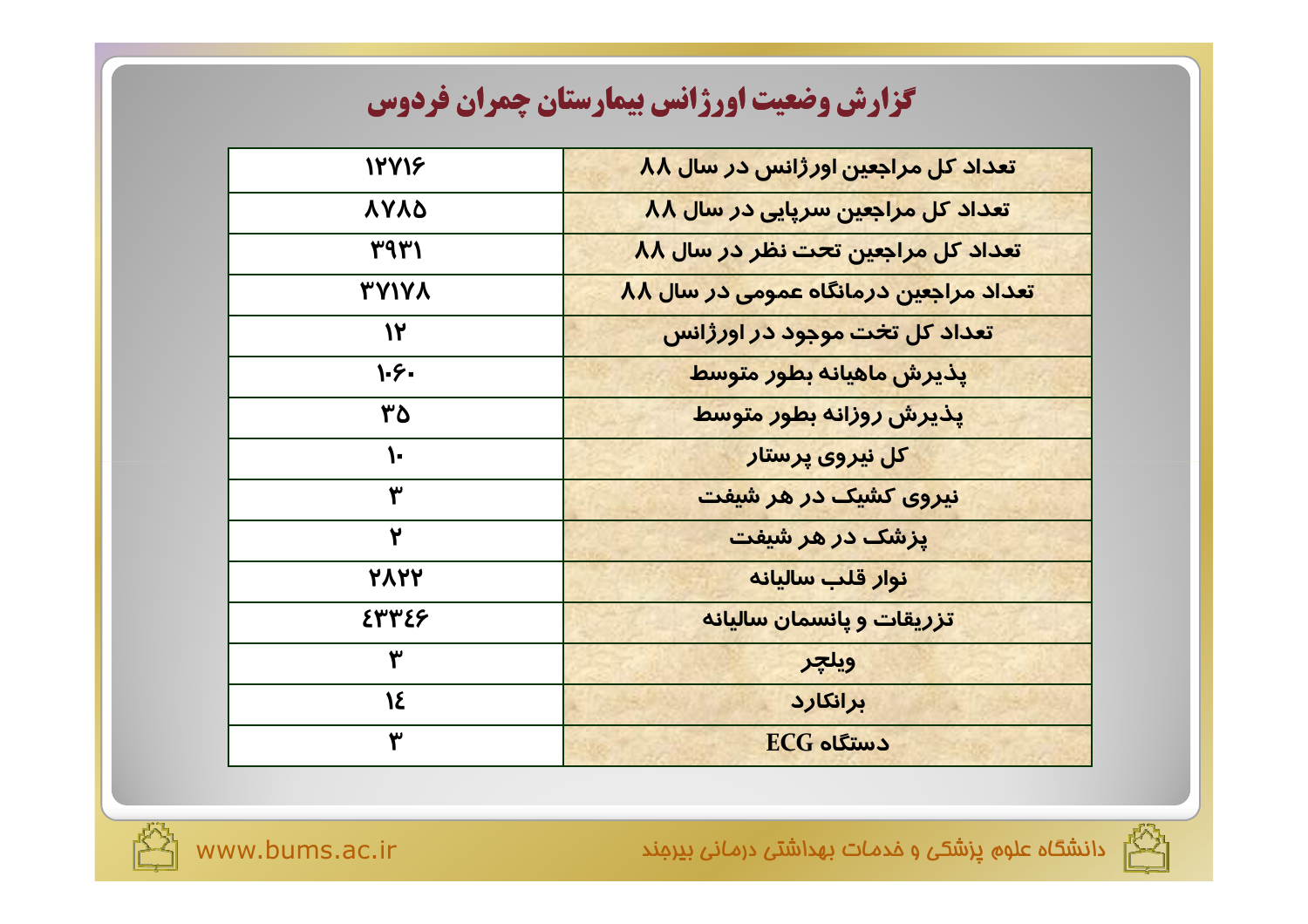# گزارش وضعیت اورژانس بیمارستان چمران فردوس

| | |
|---|---|
| تعداد کل مراجعین اورژانس در سال ۸۸ | ۱۲۷۱۶ |
| تعداد کل مراجعین سرپایی در سال ۸۸ | ۸۷۸۵ |
| تعداد کل مراجعین تحت نظر در سال ۸۸ | ۳۹۳۱ |
| تعداد مراجعین درمانگاه عمومی در سال ۸۸ | ۳۷۱۷۸ |
| تعداد کل تخت موجود در اورژانس | ۱۲ |
| پذیرش ماهیانه بطور متوسط | ۱۰۶۰ |
| پذیرش روزانه بطور متوسط | ۳۵ |
| کل نیروی پرستار | ۱۰ |
| نیروی کشیک در هر شیفت | ۳ |
| پزشک در هر شیفت | ۲ |
| نوار قلب سالیانه | ۲۸۲۲ |
| تزریقات و پانسمان سالیانه | ٤۳۳٤۶ |
| ویلچر | ۳ |
| برانکارد | ۱٤ |
| دستگاه ECG | ۳ |

www.bums.ac.ir

دانشگاه علوم پزشکی و خدمات بهداشتی درمانی بیرجند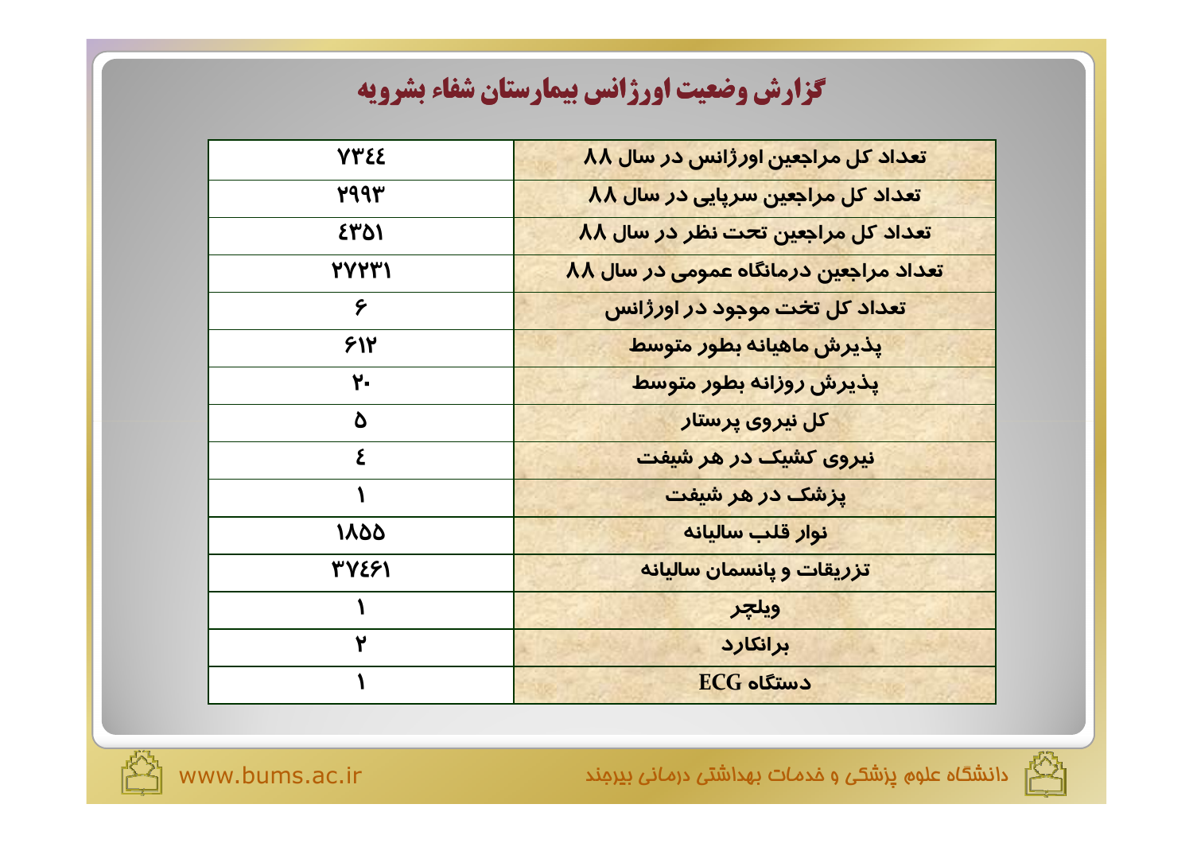# گزارش وضعیت اورژانس بیمارستان شفاء بشرویه

| | |
|---|---|
| تعداد کل مراجعین اورژانس در سال ۸۸ | ۷۳٤٤ |
| تعداد کل مراجعین سرپایی در سال ۸۸ | ۲۹۹۳ |
| تعداد کل مراجعین تحت نظر در سال ۸۸ | ٤۳۵۱ |
| تعداد مراجعین درمانگاه عمومی در سال ۸۸ | ۲۷۲۳۱ |
| تعداد کل تخت موجود در اورژانس | ۶ |
| پذیرش ماهیانه بطور متوسط | ۶۱۲ |
| پذیرش روزانه بطور متوسط | ۲۰ |
| کل نیروی پرستار | ۵ |
| نیروی کشیک در هر شیفت | ٤ |
| پزشک در هر شیفت | ۱ |
| نوار قلب سالیانه | ۱۸۵۵ |
| تزریقات و پانسمان سالیانه | ۳۷٤۶۱ |
| ویلچر | ۱ |
| برانکارد | ۲ |
| دستگاه ECG | ۱ |